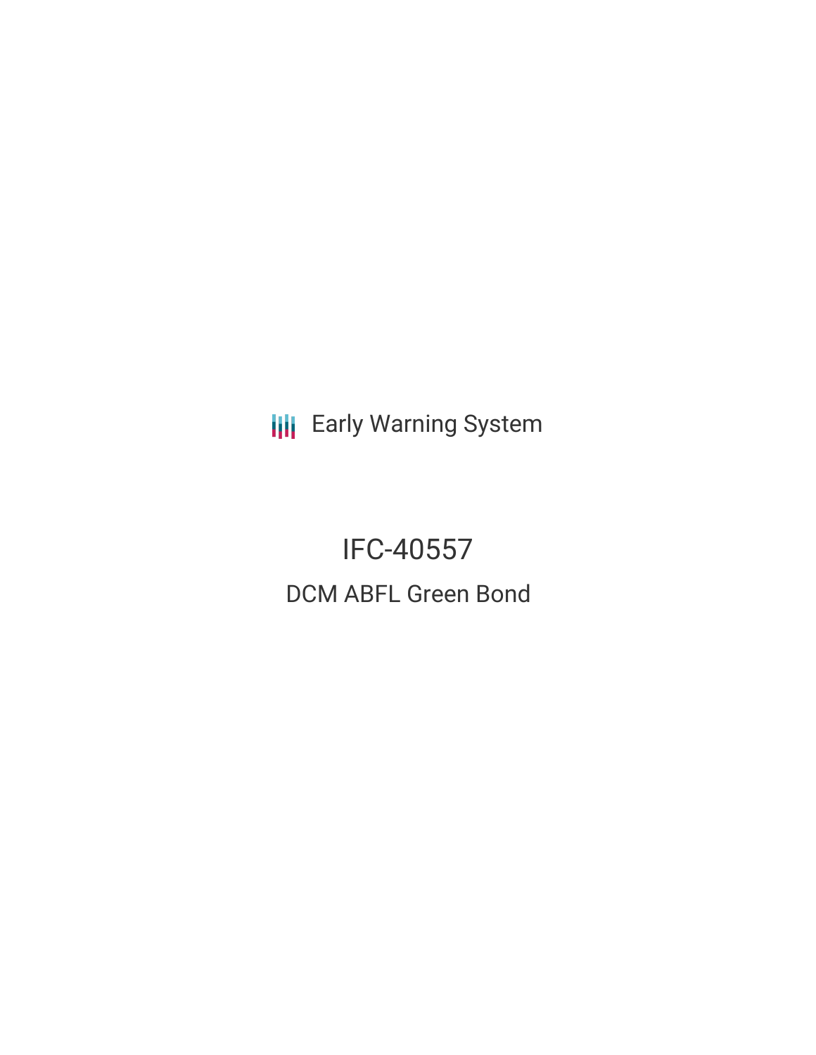Early Warning System

# IFC-40557

## DCM ABFL Green Bond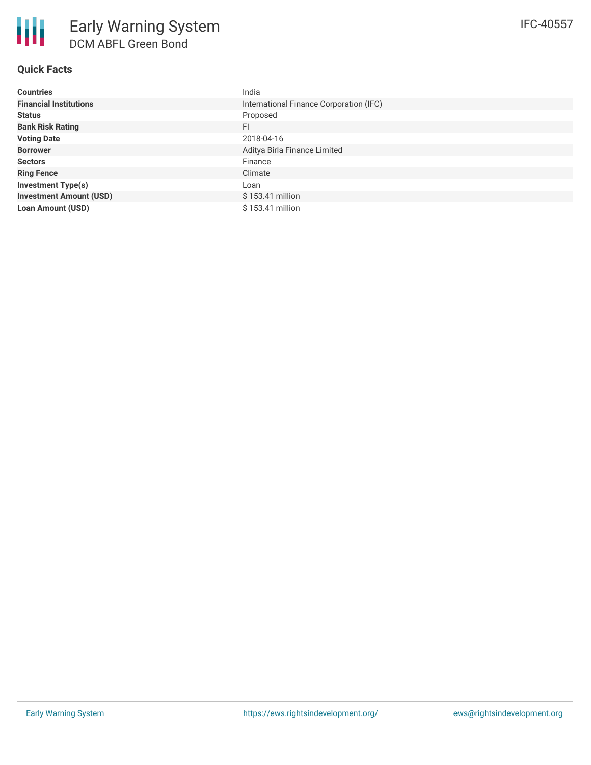# Early Warning System

## DCM ABFL Green Bond

IFC-40557

### Quick Facts

| | |
|---|---|
| **Countries** | India |
| **Financial Institutions** | International Finance Corporation (IFC) |
| **Status** | Proposed |
| **Bank Risk Rating** | FI |
| **Voting Date** | 2018-04-16 |
| **Borrower** | Aditya Birla Finance Limited |
| **Sectors** | Finance |
| **Ring Fence** | Climate |
| **Investment Type(s)** | Loan |
| **Investment Amount (USD)** | $ 153.41 million |
| **Loan Amount (USD)** | $ 153.41 million |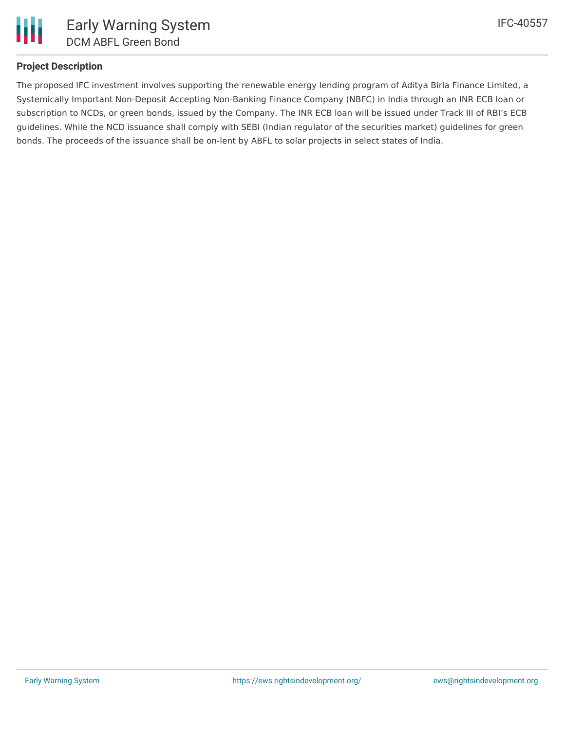## Project Description

The proposed IFC investment involves supporting the renewable energy lending program of Aditya Birla Finance Limited, a Systemically Important Non-Deposit Accepting Non-Banking Finance Company (NBFC) in India through an INR ECB loan or subscription to NCDs, or green bonds, issued by the Company. The INR ECB loan will be issued under Track III of RBI's ECB guidelines. While the NCD issuance shall comply with SEBI (Indian regulator of the securities market) guidelines for green bonds. The proceeds of the issuance shall be on-lent by ABFL to solar projects in select states of India.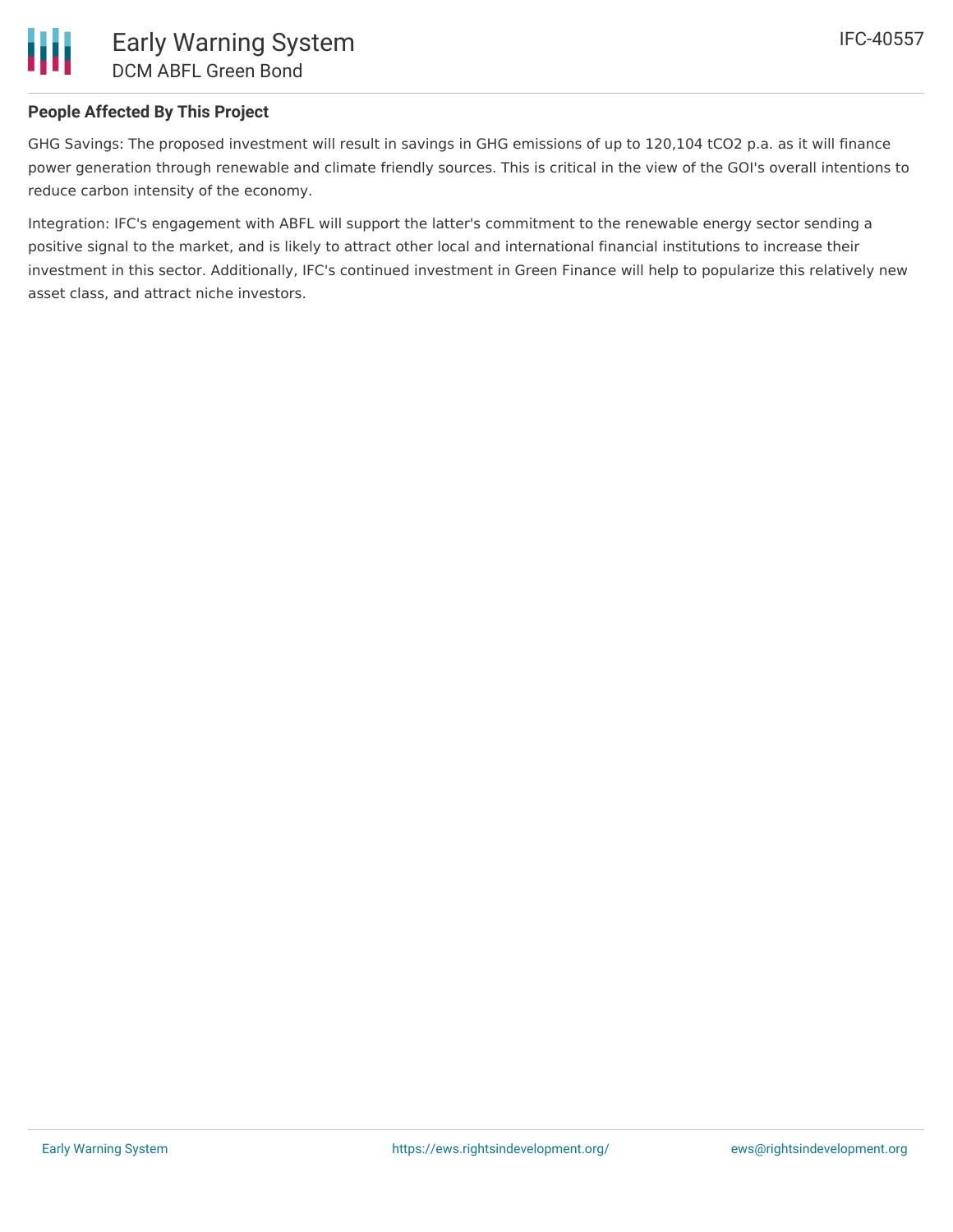## People Affected By This Project

GHG Savings: The proposed investment will result in savings in GHG emissions of up to 120,104 $tCO_2$ p.a. as it will finance power generation through renewable and climate friendly sources. This is critical in the view of the GOI's overall intentions to reduce carbon intensity of the economy.

Integration: IFC's engagement with ABFL will support the latter's commitment to the renewable energy sector sending a positive signal to the market, and is likely to attract other local and international financial institutions to increase their investment in this sector. Additionally, IFC's continued investment in Green Finance will help to popularize this relatively new asset class, and attract niche investors.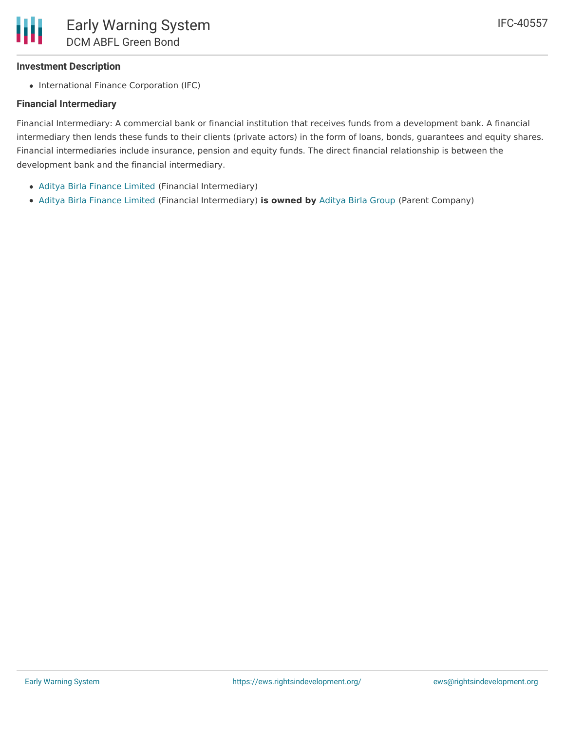### Investment Description

- International Finance Corporation (IFC)

### Financial Intermediary

Financial Intermediary: A commercial bank or financial institution that receives funds from a development bank. A financial intermediary then lends these funds to their clients (private actors) in the form of loans, bonds, guarantees and equity shares. Financial intermediaries include insurance, pension and equity funds. The direct financial relationship is between the development bank and the financial intermediary.

- Aditya Birla Finance Limited (Financial Intermediary)
- Aditya Birla Finance Limited (Financial Intermediary) **is owned by** Aditya Birla Group (Parent Company)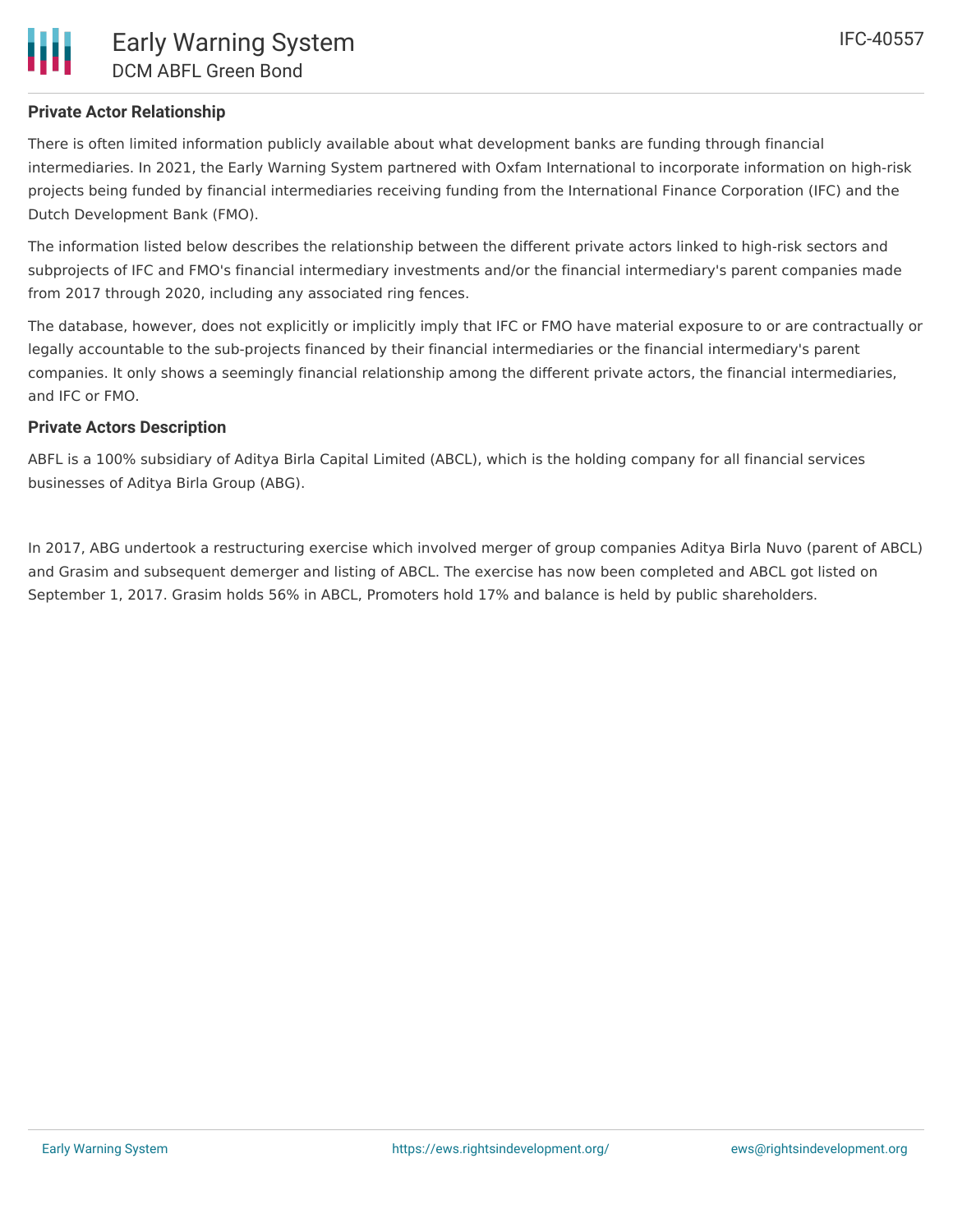### Private Actor Relationship

There is often limited information publicly available about what development banks are funding through financial intermediaries. In 2021, the Early Warning System partnered with Oxfam International to incorporate information on high-risk projects being funded by financial intermediaries receiving funding from the International Finance Corporation (IFC) and the Dutch Development Bank (FMO).

The information listed below describes the relationship between the different private actors linked to high-risk sectors and subprojects of IFC and FMO's financial intermediary investments and/or the financial intermediary's parent companies made from 2017 through 2020, including any associated ring fences.

The database, however, does not explicitly or implicitly imply that IFC or FMO have material exposure to or are contractually or legally accountable to the sub-projects financed by their financial intermediaries or the financial intermediary's parent companies. It only shows a seemingly financial relationship among the different private actors, the financial intermediaries, and IFC or FMO.

### Private Actors Description

ABFL is a 100% subsidiary of Aditya Birla Capital Limited (ABCL), which is the holding company for all financial services businesses of Aditya Birla Group (ABG).

In 2017, ABG undertook a restructuring exercise which involved merger of group companies Aditya Birla Nuvo (parent of ABCL) and Grasim and subsequent demerger and listing of ABCL. The exercise has now been completed and ABCL got listed on September 1, 2017. Grasim holds 56% in ABCL, Promoters hold 17% and balance is held by public shareholders.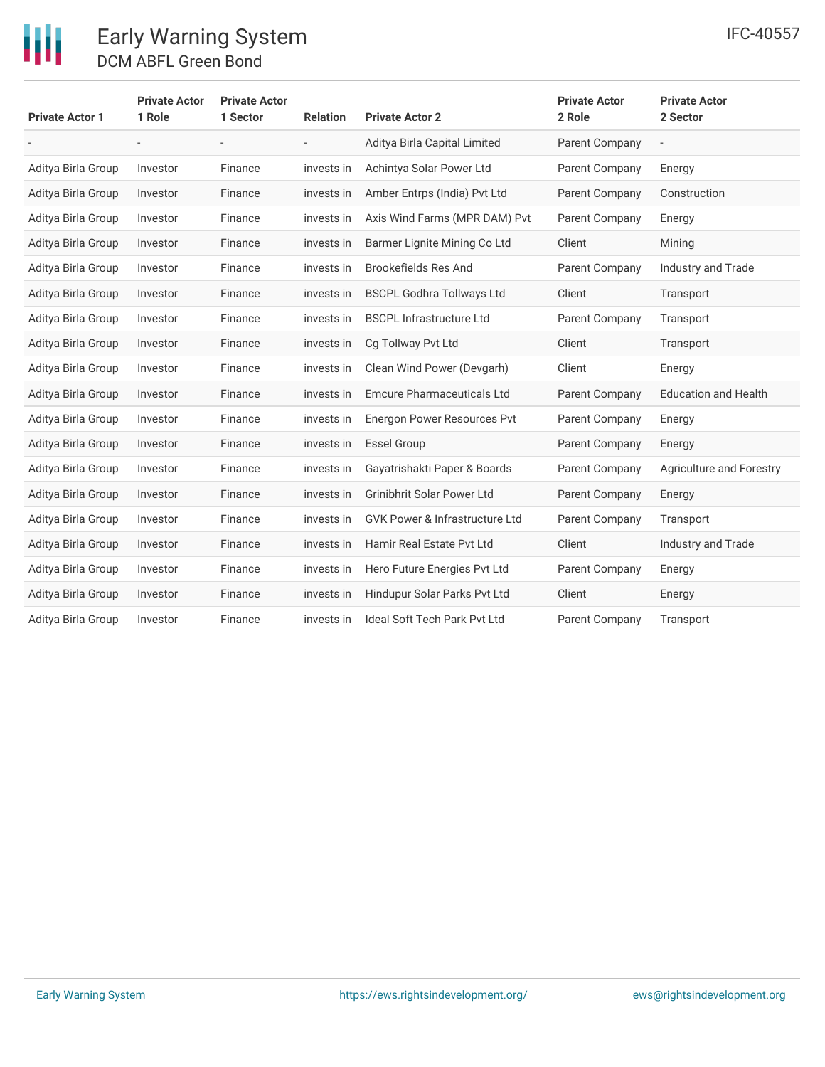| Private Actor 1 | Private Actor 1 Role | Private Actor 1 Sector | Relation | Private Actor 2 | Private Actor 2 Role | Private Actor 2 Sector |
|---|---|---|---|---|---|---|
| - | - | - | - | Aditya Birla Capital Limited | Parent Company | - |
| Aditya Birla Group | Investor | Finance | invests in | Achintya Solar Power Ltd | Parent Company | Energy |
| Aditya Birla Group | Investor | Finance | invests in | Amber Entrps (India) Pvt Ltd | Parent Company | Construction |
| Aditya Birla Group | Investor | Finance | invests in | Axis Wind Farms (MPR DAM) Pvt | Parent Company | Energy |
| Aditya Birla Group | Investor | Finance | invests in | Barmer Lignite Mining Co Ltd | Client | Mining |
| Aditya Birla Group | Investor | Finance | invests in | Brookefields Res And | Parent Company | Industry and Trade |
| Aditya Birla Group | Investor | Finance | invests in | BSCPL Godhra Tollways Ltd | Client | Transport |
| Aditya Birla Group | Investor | Finance | invests in | BSCPL Infrastructure Ltd | Parent Company | Transport |
| Aditya Birla Group | Investor | Finance | invests in | Cg Tollway Pvt Ltd | Client | Transport |
| Aditya Birla Group | Investor | Finance | invests in | Clean Wind Power (Devgarh) | Client | Energy |
| Aditya Birla Group | Investor | Finance | invests in | Emcure Pharmaceuticals Ltd | Parent Company | Education and Health |
| Aditya Birla Group | Investor | Finance | invests in | Energon Power Resources Pvt | Parent Company | Energy |
| Aditya Birla Group | Investor | Finance | invests in | Essel Group | Parent Company | Energy |
| Aditya Birla Group | Investor | Finance | invests in | Gayatrishakti Paper & Boards | Parent Company | Agriculture and Forestry |
| Aditya Birla Group | Investor | Finance | invests in | Grinibhrit Solar Power Ltd | Parent Company | Energy |
| Aditya Birla Group | Investor | Finance | invests in | GVK Power & Infrastructure Ltd | Parent Company | Transport |
| Aditya Birla Group | Investor | Finance | invests in | Hamir Real Estate Pvt Ltd | Client | Industry and Trade |
| Aditya Birla Group | Investor | Finance | invests in | Hero Future Energies Pvt Ltd | Parent Company | Energy |
| Aditya Birla Group | Investor | Finance | invests in | Hindupur Solar Parks Pvt Ltd | Client | Energy |
| Aditya Birla Group | Investor | Finance | invests in | Ideal Soft Tech Park Pvt Ltd | Parent Company | Transport |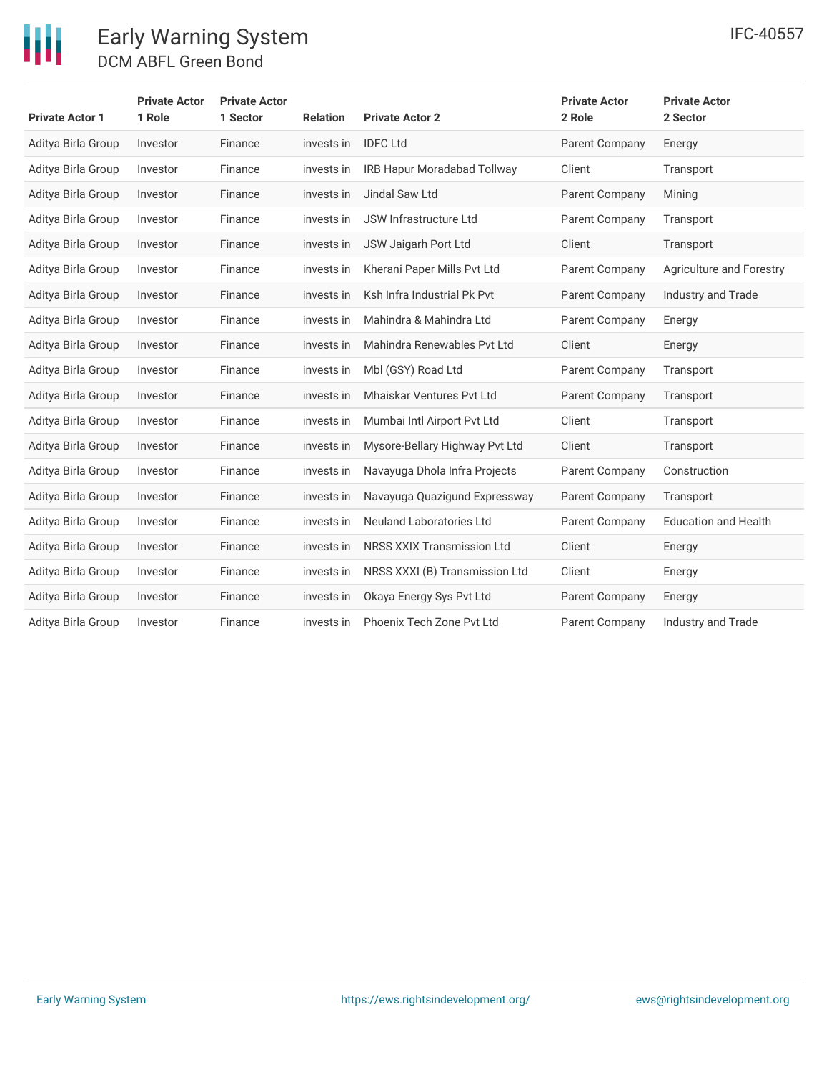| Private Actor 1 | Private Actor 1 Role | Private Actor 1 Sector | Relation | Private Actor 2 | Private Actor 2 Role | Private Actor 2 Sector |
|---|---|---|---|---|---|---|
| Aditya Birla Group | Investor | Finance | invests in | IDFC Ltd | Parent Company | Energy |
| Aditya Birla Group | Investor | Finance | invests in | IRB Hapur Moradabad Tollway | Client | Transport |
| Aditya Birla Group | Investor | Finance | invests in | Jindal Saw Ltd | Parent Company | Mining |
| Aditya Birla Group | Investor | Finance | invests in | JSW Infrastructure Ltd | Parent Company | Transport |
| Aditya Birla Group | Investor | Finance | invests in | JSW Jaigarh Port Ltd | Client | Transport |
| Aditya Birla Group | Investor | Finance | invests in | Kherani Paper Mills Pvt Ltd | Parent Company | Agriculture and Forestry |
| Aditya Birla Group | Investor | Finance | invests in | Ksh Infra Industrial Pk Pvt | Parent Company | Industry and Trade |
| Aditya Birla Group | Investor | Finance | invests in | Mahindra & Mahindra Ltd | Parent Company | Energy |
| Aditya Birla Group | Investor | Finance | invests in | Mahindra Renewables Pvt Ltd | Client | Energy |
| Aditya Birla Group | Investor | Finance | invests in | Mbl (GSY) Road Ltd | Parent Company | Transport |
| Aditya Birla Group | Investor | Finance | invests in | Mhaiskar Ventures Pvt Ltd | Parent Company | Transport |
| Aditya Birla Group | Investor | Finance | invests in | Mumbai Intl Airport Pvt Ltd | Client | Transport |
| Aditya Birla Group | Investor | Finance | invests in | Mysore-Bellary Highway Pvt Ltd | Client | Transport |
| Aditya Birla Group | Investor | Finance | invests in | Navayuga Dhola Infra Projects | Parent Company | Construction |
| Aditya Birla Group | Investor | Finance | invests in | Navayuga Quazigund Expressway | Parent Company | Transport |
| Aditya Birla Group | Investor | Finance | invests in | Neuland Laboratories Ltd | Parent Company | Education and Health |
| Aditya Birla Group | Investor | Finance | invests in | NRSS XXIX Transmission Ltd | Client | Energy |
| Aditya Birla Group | Investor | Finance | invests in | NRSS XXXI (B) Transmission Ltd | Client | Energy |
| Aditya Birla Group | Investor | Finance | invests in | Okaya Energy Sys Pvt Ltd | Parent Company | Energy |
| Aditya Birla Group | Investor | Finance | invests in | Phoenix Tech Zone Pvt Ltd | Parent Company | Industry and Trade |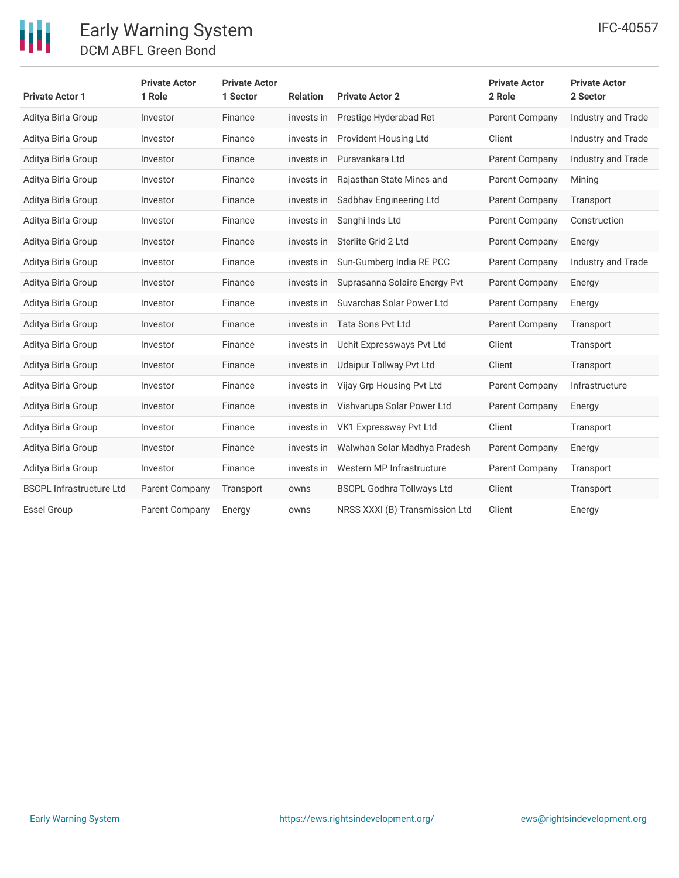| Private Actor 1 | Private Actor 1 Role | Private Actor 1 Sector | Relation | Private Actor 2 | Private Actor 2 Role | Private Actor 2 Sector |
|---|---|---|---|---|---|---|
| Aditya Birla Group | Investor | Finance | invests in | Prestige Hyderabad Ret | Parent Company | Industry and Trade |
| Aditya Birla Group | Investor | Finance | invests in | Provident Housing Ltd | Client | Industry and Trade |
| Aditya Birla Group | Investor | Finance | invests in | Puravankara Ltd | Parent Company | Industry and Trade |
| Aditya Birla Group | Investor | Finance | invests in | Rajasthan State Mines and | Parent Company | Mining |
| Aditya Birla Group | Investor | Finance | invests in | Sadbhav Engineering Ltd | Parent Company | Transport |
| Aditya Birla Group | Investor | Finance | invests in | Sanghi Inds Ltd | Parent Company | Construction |
| Aditya Birla Group | Investor | Finance | invests in | Sterlite Grid 2 Ltd | Parent Company | Energy |
| Aditya Birla Group | Investor | Finance | invests in | Sun-Gumberg India RE PCC | Parent Company | Industry and Trade |
| Aditya Birla Group | Investor | Finance | invests in | Suprasanna Solaire Energy Pvt | Parent Company | Energy |
| Aditya Birla Group | Investor | Finance | invests in | Suvarchas Solar Power Ltd | Parent Company | Energy |
| Aditya Birla Group | Investor | Finance | invests in | Tata Sons Pvt Ltd | Parent Company | Transport |
| Aditya Birla Group | Investor | Finance | invests in | Uchit Expressways Pvt Ltd | Client | Transport |
| Aditya Birla Group | Investor | Finance | invests in | Udaipur Tollway Pvt Ltd | Client | Transport |
| Aditya Birla Group | Investor | Finance | invests in | Vijay Grp Housing Pvt Ltd | Parent Company | Infrastructure |
| Aditya Birla Group | Investor | Finance | invests in | Vishvarupa Solar Power Ltd | Parent Company | Energy |
| Aditya Birla Group | Investor | Finance | invests in | VK1 Expressway Pvt Ltd | Client | Transport |
| Aditya Birla Group | Investor | Finance | invests in | Walwhan Solar Madhya Pradesh | Parent Company | Energy |
| Aditya Birla Group | Investor | Finance | invests in | Western MP Infrastructure | Parent Company | Transport |
| BSCPL Infrastructure Ltd | Parent Company | Transport | owns | BSCPL Godhra Tollways Ltd | Client | Transport |
| Essel Group | Parent Company | Energy | owns | NRSS XXXI (B) Transmission Ltd | Client | Energy |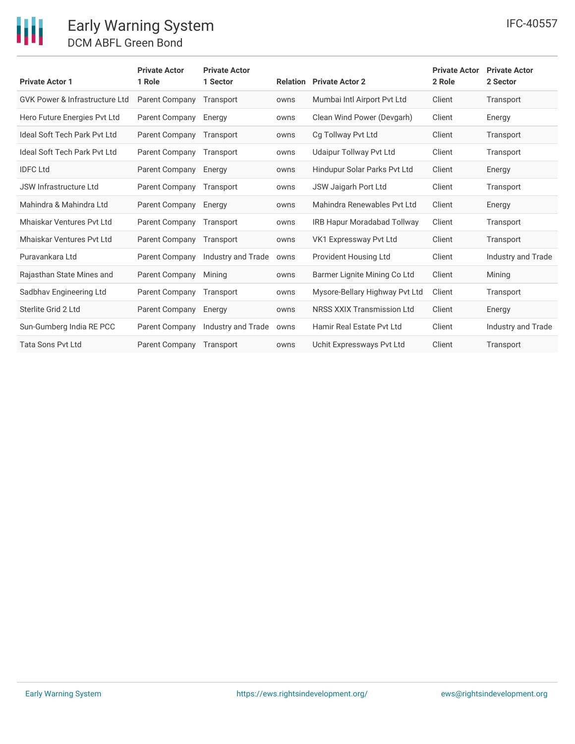| Private Actor 1 | Private Actor 1 Role | Private Actor 1 Sector | Relation | Private Actor 2 | Private Actor 2 Role | Private Actor 2 Sector |
|---|---|---|---|---|---|---|
| GVK Power & Infrastructure Ltd | Parent Company | Transport | owns | Mumbai Intl Airport Pvt Ltd | Client | Transport |
| Hero Future Energies Pvt Ltd | Parent Company | Energy | owns | Clean Wind Power (Devgarh) | Client | Energy |
| Ideal Soft Tech Park Pvt Ltd | Parent Company | Transport | owns | Cg Tollway Pvt Ltd | Client | Transport |
| Ideal Soft Tech Park Pvt Ltd | Parent Company | Transport | owns | Udaipur Tollway Pvt Ltd | Client | Transport |
| IDFC Ltd | Parent Company | Energy | owns | Hindupur Solar Parks Pvt Ltd | Client | Energy |
| JSW Infrastructure Ltd | Parent Company | Transport | owns | JSW Jaigarh Port Ltd | Client | Transport |
| Mahindra & Mahindra Ltd | Parent Company | Energy | owns | Mahindra Renewables Pvt Ltd | Client | Energy |
| Mhaiskar Ventures Pvt Ltd | Parent Company | Transport | owns | IRB Hapur Moradabad Tollway | Client | Transport |
| Mhaiskar Ventures Pvt Ltd | Parent Company | Transport | owns | VK1 Expressway Pvt Ltd | Client | Transport |
| Puravankara Ltd | Parent Company | Industry and Trade | owns | Provident Housing Ltd | Client | Industry and Trade |
| Rajasthan State Mines and | Parent Company | Mining | owns | Barmer Lignite Mining Co Ltd | Client | Mining |
| Sadbhav Engineering Ltd | Parent Company | Transport | owns | Mysore-Bellary Highway Pvt Ltd | Client | Transport |
| Sterlite Grid 2 Ltd | Parent Company | Energy | owns | NRSS XXIX Transmission Ltd | Client | Energy |
| Sun-Gumberg India RE PCC | Parent Company | Industry and Trade | owns | Hamir Real Estate Pvt Ltd | Client | Industry and Trade |
| Tata Sons Pvt Ltd | Parent Company | Transport | owns | Uchit Expressways Pvt Ltd | Client | Transport |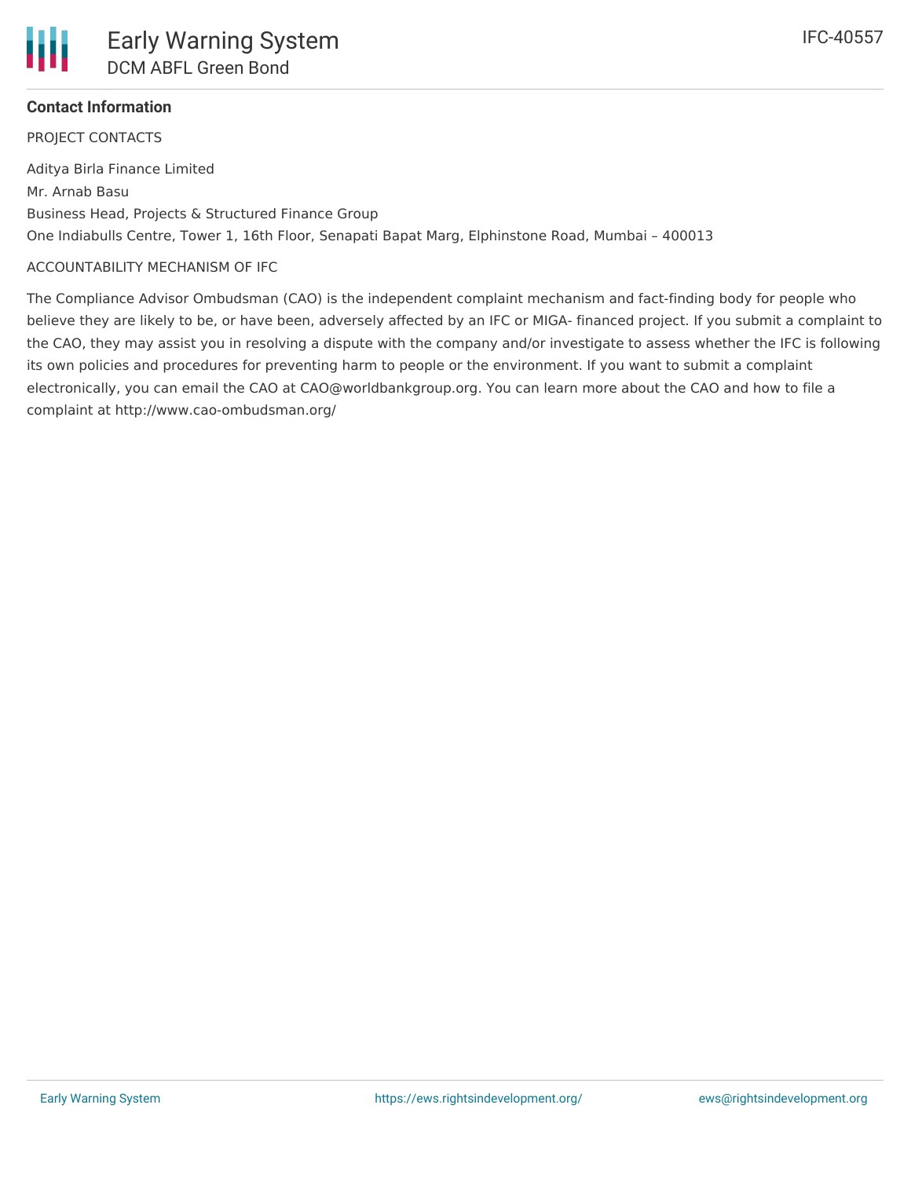**Contact Information**

PROJECT CONTACTS

Aditya Birla Finance Limited
Mr. Arnab Basu
Business Head, Projects & Structured Finance Group
One Indiabulls Centre, Tower 1, 16th Floor, Senapati Bapat Marg, Elphinstone Road, Mumbai – 400013

ACCOUNTABILITY MECHANISM OF IFC

The Compliance Advisor Ombudsman (CAO) is the independent complaint mechanism and fact-finding body for people who believe they are likely to be, or have been, adversely affected by an IFC or MIGA- financed project. If you submit a complaint to the CAO, they may assist you in resolving a dispute with the company and/or investigate to assess whether the IFC is following its own policies and procedures for preventing harm to people or the environment. If you want to submit a complaint electronically, you can email the CAO at CAO@worldbankgroup.org. You can learn more about the CAO and how to file a complaint at http://www.cao-ombudsman.org/